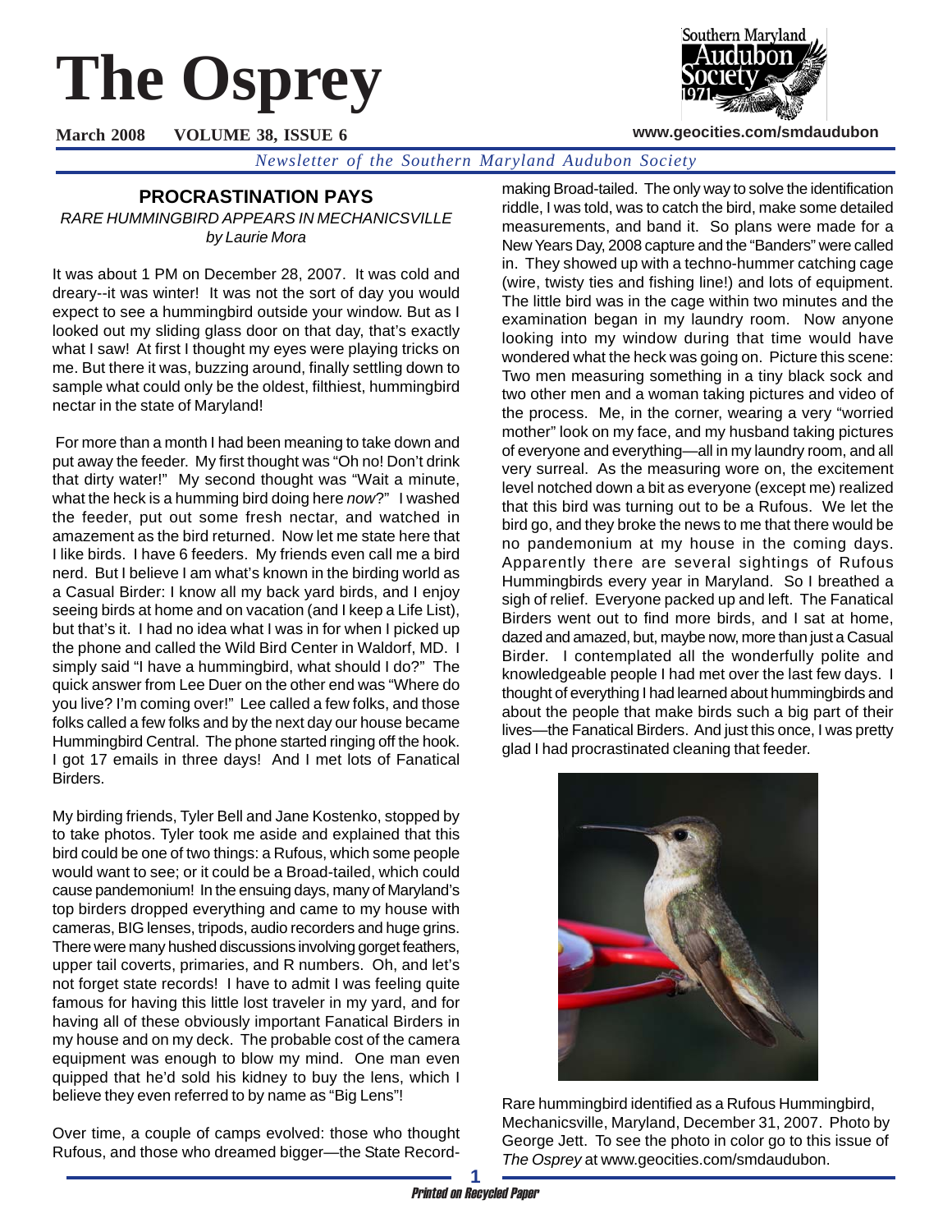# The Osprey

**March 2008 VOLUME 38, ISSUE 6**

**www.geocities.com/smdaudubon**

*Newsletter of the Southern Maryland Audubon Society*

### PROCRASTINATION PAYS

*RARE HUMMINGBIRD APPEARS IN MECHANICSVILLE*
*by Laurie Mora*

It was about 1 PM on December 28, 2007. It was cold and dreary--it was winter! It was not the sort of day you would expect to see a hummingbird outside your window. But as I looked out my sliding glass door on that day, that's exactly what I saw! At first I thought my eyes were playing tricks on me. But there it was, buzzing around, finally settling down to sample what could only be the oldest, filthiest, hummingbird nectar in the state of Maryland!

For more than a month I had been meaning to take down and put away the feeder. My first thought was "Oh no! Don't drink that dirty water!" My second thought was "Wait a minute, what the heck is a humming bird doing here *now*?" I washed the feeder, put out some fresh nectar, and watched in amazement as the bird returned. Now let me state here that I like birds. I have 6 feeders. My friends even call me a bird nerd. But I believe I am what's known in the birding world as a Casual Birder: I know all my back yard birds, and I enjoy seeing birds at home and on vacation (and I keep a Life List), but that's it. I had no idea what I was in for when I picked up the phone and called the Wild Bird Center in Waldorf, MD. I simply said "I have a hummingbird, what should I do?" The quick answer from Lee Duer on the other end was "Where do you live? I'm coming over!" Lee called a few folks, and those folks called a few folks and by the next day our house became Hummingbird Central. The phone started ringing off the hook. I got 17 emails in three days! And I met lots of Fanatical Birders.

My birding friends, Tyler Bell and Jane Kostenko, stopped by to take photos. Tyler took me aside and explained that this bird could be one of two things: a Rufous, which some people would want to see; or it could be a Broad-tailed, which could cause pandemonium! In the ensuing days, many of Maryland's top birders dropped everything and came to my house with cameras, BIG lenses, tripods, audio recorders and huge grins. There were many hushed discussions involving gorget feathers, upper tail coverts, primaries, and R numbers. Oh, and let's not forget state records! I have to admit I was feeling quite famous for having this little lost traveler in my yard, and for having all of these obviously important Fanatical Birders in my house and on my deck. The probable cost of the camera equipment was enough to blow my mind. One man even quipped that he'd sold his kidney to buy the lens, which I believe they even referred to by name as "Big Lens"!

Over time, a couple of camps evolved: those who thought Rufous, and those who dreamed bigger—the State Record-making Broad-tailed. The only way to solve the identification riddle, I was told, was to catch the bird, make some detailed measurements, and band it. So plans were made for a New Years Day, 2008 capture and the "Banders" were called in. They showed up with a techno-hummer catching cage (wire, twisty ties and fishing line!) and lots of equipment. The little bird was in the cage within two minutes and the examination began in my laundry room. Now anyone looking into my window during that time would have wondered what the heck was going on. Picture this scene: Two men measuring something in a tiny black sock and two other men and a woman taking pictures and video of the process. Me, in the corner, wearing a very "worried mother" look on my face, and my husband taking pictures of everyone and everything—all in my laundry room, and all very surreal. As the measuring wore on, the excitement level notched down a bit as everyone (except me) realized that this bird was turning out to be a Rufous. We let the bird go, and they broke the news to me that there would be no pandemonium at my house in the coming days. Apparently there are several sightings of Rufous Hummingbirds every year in Maryland. So I breathed a sigh of relief. Everyone packed up and left. The Fanatical Birders went out to find more birds, and I sat at home, dazed and amazed, but, maybe now, more than just a Casual Birder. I contemplated all the wonderfully polite and knowledgeable people I had met over the last few days. I thought of everything I had learned about hummingbirds and about the people that make birds such a big part of their lives—the Fanatical Birders. And just this once, I was pretty glad I had procrastinated cleaning that feeder.

Rare hummingbird identified as a Rufous Hummingbird, Mechanicsville, Maryland, December 31, 2007. Photo by George Jett. To see the photo in color go to this issue of *The Osprey* at www.geocities.com/smdaudubon.

*Printed on Recycled Paper*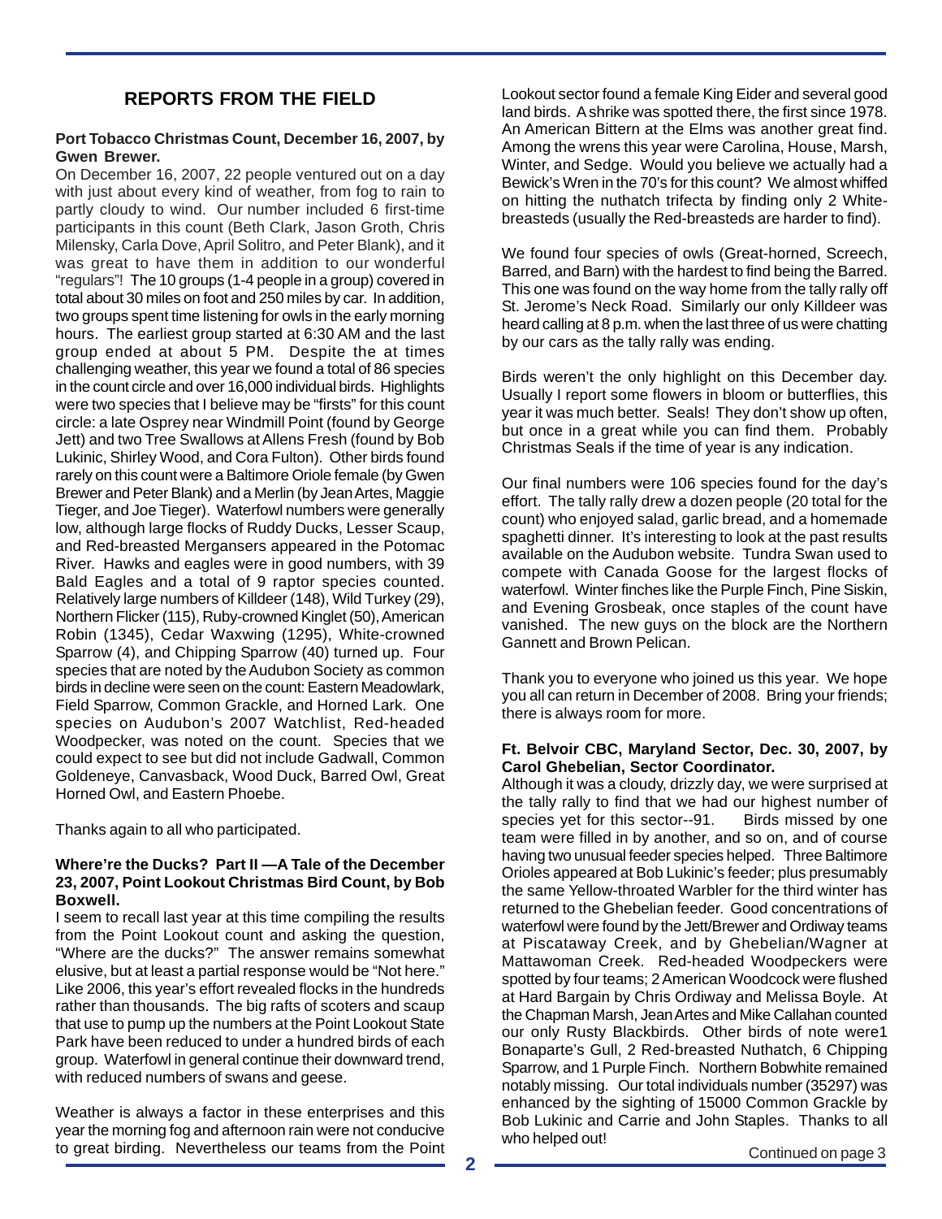## REPORTS FROM THE FIELD

**Port Tobacco Christmas Count, December 16, 2007, by Gwen Brewer.**

On December 16, 2007, 22 people ventured out on a day with just about every kind of weather, from fog to rain to partly cloudy to wind. Our number included 6 first-time participants in this count (Beth Clark, Jason Groth, Chris Milensky, Carla Dove, April Solitro, and Peter Blank), and it was great to have them in addition to our wonderful "regulars"! The 10 groups (1-4 people in a group) covered in total about 30 miles on foot and 250 miles by car. In addition, two groups spent time listening for owls in the early morning hours. The earliest group started at 6:30 AM and the last group ended at about 5 PM. Despite the at times challenging weather, this year we found a total of 86 species in the count circle and over 16,000 individual birds. Highlights were two species that I believe may be "firsts" for this count circle: a late Osprey near Windmill Point (found by George Jett) and two Tree Swallows at Allens Fresh (found by Bob Lukinic, Shirley Wood, and Cora Fulton). Other birds found rarely on this count were a Baltimore Oriole female (by Gwen Brewer and Peter Blank) and a Merlin (by Jean Artes, Maggie Tieger, and Joe Tieger). Waterfowl numbers were generally low, although large flocks of Ruddy Ducks, Lesser Scaup, and Red-breasted Mergansers appeared in the Potomac River. Hawks and eagles were in good numbers, with 39 Bald Eagles and a total of 9 raptor species counted. Relatively large numbers of Killdeer (148), Wild Turkey (29), Northern Flicker (115), Ruby-crowned Kinglet (50), American Robin (1345), Cedar Waxwing (1295), White-crowned Sparrow (4), and Chipping Sparrow (40) turned up. Four species that are noted by the Audubon Society as common birds in decline were seen on the count: Eastern Meadowlark, Field Sparrow, Common Grackle, and Horned Lark. One species on Audubon's 2007 Watchlist, Red-headed Woodpecker, was noted on the count. Species that we could expect to see but did not include Gadwall, Common Goldeneye, Canvasback, Wood Duck, Barred Owl, Great Horned Owl, and Eastern Phoebe.

Thanks again to all who participated.

**Where're the Ducks? Part II —A Tale of the December 23, 2007, Point Lookout Christmas Bird Count, by Bob Boxwell.**

I seem to recall last year at this time compiling the results from the Point Lookout count and asking the question, "Where are the ducks?" The answer remains somewhat elusive, but at least a partial response would be "Not here." Like 2006, this year's effort revealed flocks in the hundreds rather than thousands. The big rafts of scoters and scaup that use to pump up the numbers at the Point Lookout State Park have been reduced to under a hundred birds of each group. Waterfowl in general continue their downward trend, with reduced numbers of swans and geese.

Weather is always a factor in these enterprises and this year the morning fog and afternoon rain were not conducive to great birding. Nevertheless our teams from the Point Lookout sector found a female King Eider and several good land birds. A shrike was spotted there, the first since 1978. An American Bittern at the Elms was another great find. Among the wrens this year were Carolina, House, Marsh, Winter, and Sedge. Would you believe we actually had a Bewick's Wren in the 70's for this count? We almost whiffed on hitting the nuthatch trifecta by finding only 2 White-breasteds (usually the Red-breasteds are harder to find).

We found four species of owls (Great-horned, Screech, Barred, and Barn) with the hardest to find being the Barred. This one was found on the way home from the tally rally off St. Jerome's Neck Road. Similarly our only Killdeer was heard calling at 8 p.m. when the last three of us were chatting by our cars as the tally rally was ending.

Birds weren't the only highlight on this December day. Usually I report some flowers in bloom or butterflies, this year it was much better. Seals! They don't show up often, but once in a great while you can find them. Probably Christmas Seals if the time of year is any indication.

Our final numbers were 106 species found for the day's effort. The tally rally drew a dozen people (20 total for the count) who enjoyed salad, garlic bread, and a homemade spaghetti dinner. It's interesting to look at the past results available on the Audubon website. Tundra Swan used to compete with Canada Goose for the largest flocks of waterfowl. Winter finches like the Purple Finch, Pine Siskin, and Evening Grosbeak, once staples of the count have vanished. The new guys on the block are the Northern Gannett and Brown Pelican.

Thank you to everyone who joined us this year. We hope you all can return in December of 2008. Bring your friends; there is always room for more.

**Ft. Belvoir CBC, Maryland Sector, Dec. 30, 2007, by Carol Ghebelian, Sector Coordinator.**

Although it was a cloudy, drizzly day, we were surprised at the tally rally to find that we had our highest number of species yet for this sector--91. Birds missed by one team were filled in by another, and so on, and of course having two unusual feeder species helped. Three Baltimore Orioles appeared at Bob Lukinic's feeder; plus presumably the same Yellow-throated Warbler for the third winter has returned to the Ghebelian feeder. Good concentrations of waterfowl were found by the Jett/Brewer and Ordiway teams at Piscataway Creek, and by Ghebelian/Wagner at Mattawoman Creek. Red-headed Woodpeckers were spotted by four teams; 2 American Woodcock were flushed at Hard Bargain by Chris Ordiway and Melissa Boyle. At the Chapman Marsh, Jean Artes and Mike Callahan counted our only Rusty Blackbirds. Other birds of note were1 Bonaparte's Gull, 2 Red-breasted Nuthatch, 6 Chipping Sparrow, and 1 Purple Finch. Northern Bobwhite remained notably missing. Our total individuals number (35297) was enhanced by the sighting of 15000 Common Grackle by Bob Lukinic and Carrie and John Staples. Thanks to all who helped out!

Continued on page 3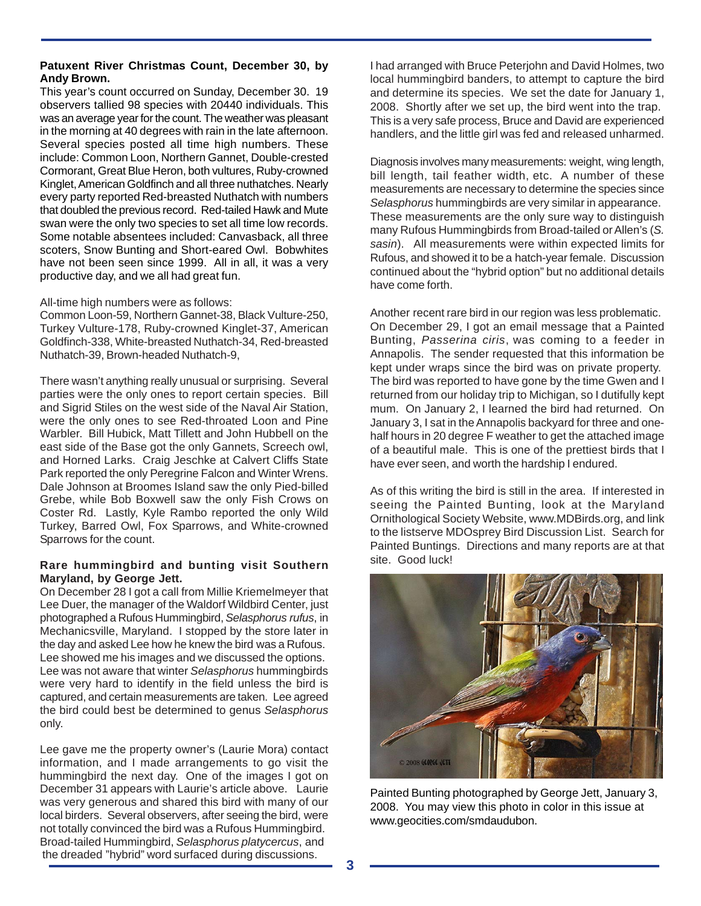**Patuxent River Christmas Count, December 30, by Andy Brown.**

This year's count occurred on Sunday, December 30. 19 observers tallied 98 species with 20440 individuals. This was an average year for the count. The weather was pleasant in the morning at 40 degrees with rain in the late afternoon. Several species posted all time high numbers. These include: Common Loon, Northern Gannet, Double-crested Cormorant, Great Blue Heron, both vultures, Ruby-crowned Kinglet, American Goldfinch and all three nuthatches. Nearly every party reported Red-breasted Nuthatch with numbers that doubled the previous record. Red-tailed Hawk and Mute swan were the only two species to set all time low records. Some notable absentees included: Canvasback, all three scoters, Snow Bunting and Short-eared Owl. Bobwhites have not been seen since 1999. All in all, it was a very productive day, and we all had great fun.

All-time high numbers were as follows:
Common Loon-59, Northern Gannet-38, Black Vulture-250, Turkey Vulture-178, Ruby-crowned Kinglet-37, American Goldfinch-338, White-breasted Nuthatch-34, Red-breasted Nuthatch-39, Brown-headed Nuthatch-9,

There wasn't anything really unusual or surprising. Several parties were the only ones to report certain species. Bill and Sigrid Stiles on the west side of the Naval Air Station, were the only ones to see Red-throated Loon and Pine Warbler. Bill Hubick, Matt Tillett and John Hubbell on the east side of the Base got the only Gannets, Screech owl, and Horned Larks. Craig Jeschke at Calvert Cliffs State Park reported the only Peregrine Falcon and Winter Wrens. Dale Johnson at Broomes Island saw the only Pied-billed Grebe, while Bob Boxwell saw the only Fish Crows on Coster Rd. Lastly, Kyle Rambo reported the only Wild Turkey, Barred Owl, Fox Sparrows, and White-crowned Sparrows for the count.

**Rare hummingbird and bunting visit Southern Maryland, by George Jett.**

On December 28 I got a call from Millie Kriemelmeyer that Lee Duer, the manager of the Waldorf Wildbird Center, just photographed a Rufous Hummingbird, *Selasphorus rufus*, in Mechanicsville, Maryland. I stopped by the store later in the day and asked Lee how he knew the bird was a Rufous. Lee showed me his images and we discussed the options. Lee was not aware that winter *Selasphorus* hummingbirds were very hard to identify in the field unless the bird is captured, and certain measurements are taken. Lee agreed the bird could best be determined to genus *Selasphorus* only.

Lee gave me the property owner's (Laurie Mora) contact information, and I made arrangements to go visit the hummingbird the next day. One of the images I got on December 31 appears with Laurie's article above. Laurie was very generous and shared this bird with many of our local birders. Several observers, after seeing the bird, were not totally convinced the bird was a Rufous Hummingbird. Broad-tailed Hummingbird, *Selasphorus platycercus*, and the dreaded "hybrid" word surfaced during discussions.

I had arranged with Bruce Peterjohn and David Holmes, two local hummingbird banders, to attempt to capture the bird and determine its species. We set the date for January 1, 2008. Shortly after we set up, the bird went into the trap. This is a very safe process, Bruce and David are experienced handlers, and the little girl was fed and released unharmed.

Diagnosis involves many measurements: weight, wing length, bill length, tail feather width, etc. A number of these measurements are necessary to determine the species since *Selasphorus* hummingbirds are very similar in appearance. These measurements are the only sure way to distinguish many Rufous Hummingbirds from Broad-tailed or Allen's (*S. sasin*). All measurements were within expected limits for Rufous, and showed it to be a hatch-year female. Discussion continued about the "hybrid option" but no additional details have come forth.

Another recent rare bird in our region was less problematic. On December 29, I got an email message that a Painted Bunting, *Passerina ciris*, was coming to a feeder in Annapolis. The sender requested that this information be kept under wraps since the bird was on private property. The bird was reported to have gone by the time Gwen and I returned from our holiday trip to Michigan, so I dutifully kept mum. On January 2, I learned the bird had returned. On January 3, I sat in the Annapolis backyard for three and one-half hours in 20 degree F weather to get the attached image of a beautiful male. This is one of the prettiest birds that I have ever seen, and worth the hardship I endured.

As of this writing the bird is still in the area. If interested in seeing the Painted Bunting, look at the Maryland Ornithological Society Website, www.MDBirds.org, and link to the listserve MDOsprey Bird Discussion List. Search for Painted Buntings. Directions and many reports are at that site. Good luck!

Painted Bunting photographed by George Jett, January 3, 2008. You may view this photo in color in this issue at www.geocities.com/smdaudubon.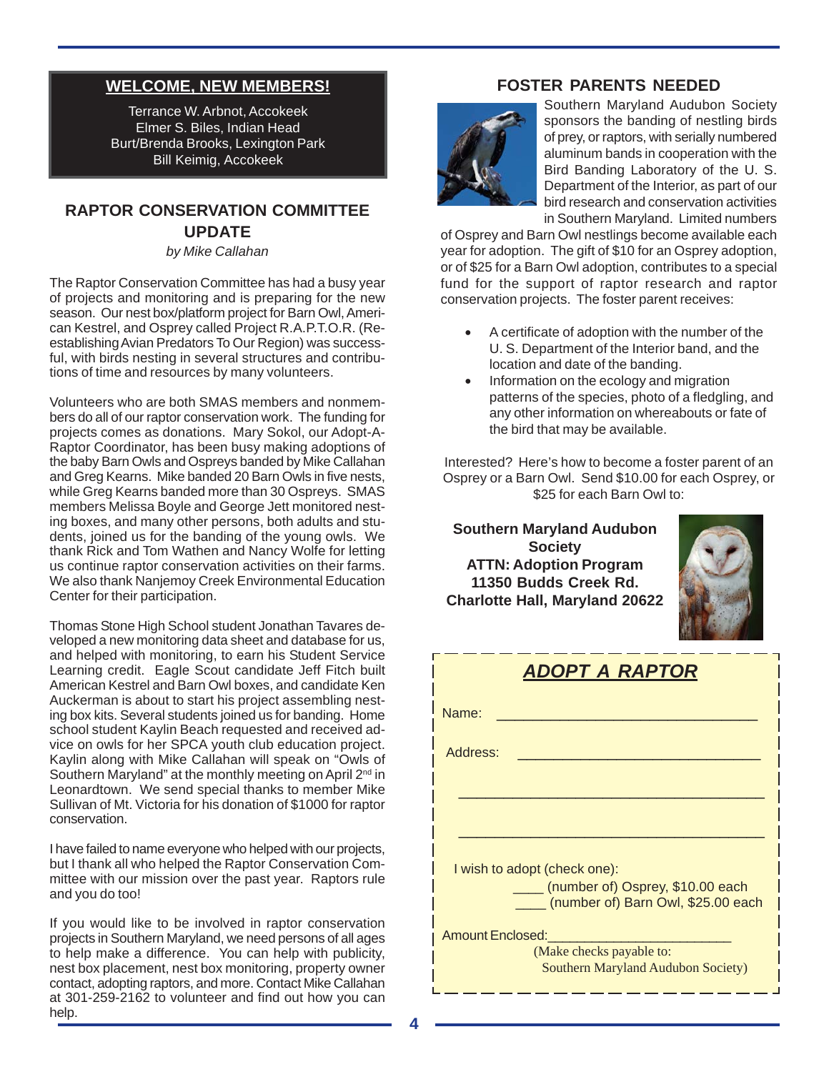## WELCOME, NEW MEMBERS!

Terrance W. Arbnot, Accokeek
Elmer S. Biles, Indian Head
Burt/Brenda Brooks, Lexington Park
Bill Keimig, Accokeek

## RAPTOR CONSERVATION COMMITTEE UPDATE

*by Mike Callahan*

The Raptor Conservation Committee has had a busy year of projects and monitoring and is preparing for the new season. Our nest box/platform project for Barn Owl, American Kestrel, and Osprey called Project R.A.P.T.O.R. (Re-establishing Avian Predators To Our Region) was successful, with birds nesting in several structures and contributions of time and resources by many volunteers.

Volunteers who are both SMAS members and nonmembers do all of our raptor conservation work. The funding for projects comes as donations. Mary Sokol, our Adopt-A-Raptor Coordinator, has been busy making adoptions of the baby Barn Owls and Ospreys banded by Mike Callahan and Greg Kearns. Mike banded 20 Barn Owls in five nests, while Greg Kearns banded more than 30 Ospreys. SMAS members Melissa Boyle and George Jett monitored nesting boxes, and many other persons, both adults and students, joined us for the banding of the young owls. We thank Rick and Tom Wathen and Nancy Wolfe for letting us continue raptor conservation activities on their farms. We also thank Nanjemoy Creek Environmental Education Center for their participation.

Thomas Stone High School student Jonathan Tavares developed a new monitoring data sheet and database for us, and helped with monitoring, to earn his Student Service Learning credit. Eagle Scout candidate Jeff Fitch built American Kestrel and Barn Owl boxes, and candidate Ken Auckerman is about to start his project assembling nesting box kits. Several students joined us for banding. Home school student Kaylin Beach requested and received advice on owls for her SPCA youth club education project. Kaylin along with Mike Callahan will speak on "Owls of Southern Maryland" at the monthly meeting on April 2nd in Leonardtown. We send special thanks to member Mike Sullivan of Mt. Victoria for his donation of $1000 for raptor conservation.

I have failed to name everyone who helped with our projects, but I thank all who helped the Raptor Conservation Committee with our mission over the past year. Raptors rule and you do too!

If you would like to be involved in raptor conservation projects in Southern Maryland, we need persons of all ages to help make a difference. You can help with publicity, nest box placement, nest box monitoring, property owner contact, adopting raptors, and more. Contact Mike Callahan at 301-259-2162 to volunteer and find out how you can help.

## FOSTER PARENTS NEEDED

Southern Maryland Audubon Society sponsors the banding of nestling birds of prey, or raptors, with serially numbered aluminum bands in cooperation with the Bird Banding Laboratory of the U. S. Department of the Interior, as part of our bird research and conservation activities in Southern Maryland. Limited numbers of Osprey and Barn Owl nestlings become available each year for adoption. The gift of $10 for an Osprey adoption, or of $25 for a Barn Owl adoption, contributes to a special fund for the support of raptor research and raptor conservation projects. The foster parent receives:

- A certificate of adoption with the number of the U. S. Department of the Interior band, and the location and date of the banding.
- Information on the ecology and migration patterns of the species, photo of a fledgling, and any other information on whereabouts or fate of the bird that may be available.

Interested? Here's how to become a foster parent of an Osprey or a Barn Owl. Send $10.00 for each Osprey, or $25 for each Barn Owl to:

**Southern Maryland Audubon Society**
**ATTN: Adoption Program**
**11350 Budds Creek Rd.**
**Charlotte Hall, Maryland 20622**

### *ADOPT A RAPTOR*

Name: ________________________________

Address: ______________________________

_______________________________________

_______________________________________

I wish to adopt (check one):

____ (number of) Osprey, $10.00 each
____ (number of) Barn Owl, $25.00 each

Amount Enclosed: ______________________

(Make checks payable to: Southern Maryland Audubon Society)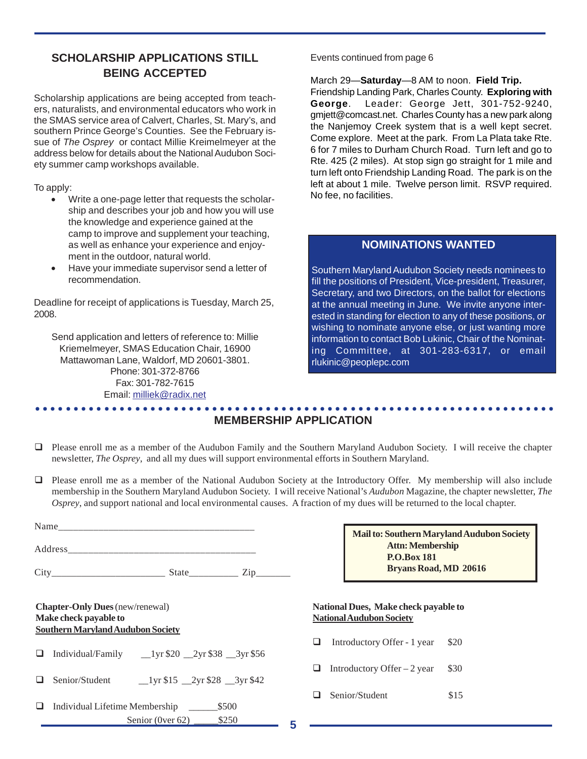## SCHOLARSHIP APPLICATIONS STILL BEING ACCEPTED

Scholarship applications are being accepted from teachers, naturalists, and environmental educators who work in the SMAS service area of Calvert, Charles, St. Mary's, and southern Prince George's Counties. See the February issue of *The Osprey* or contact Millie Kreimelmeyer at the address below for details about the National Audubon Society summer camp workshops available.

To apply:

- Write a one-page letter that requests the scholarship and describes your job and how you will use the knowledge and experience gained at the camp to improve and supplement your teaching, as well as enhance your experience and enjoyment in the outdoor, natural world.
- Have your immediate supervisor send a letter of recommendation.

Deadline for receipt of applications is Tuesday, March 25, 2008.

Send application and letters of reference to: Millie Kriemelmeyer, SMAS Education Chair, 16900 Mattawoman Lane, Waldorf, MD 20601-3801.
Phone: 301-372-8766
Fax: 301-782-7615
Email: milliek@radix.net

Events continued from page 6

March 29—**Saturday**—8 AM to noon. **Field Trip.** Friendship Landing Park, Charles County. **Exploring with George**. Leader: George Jett, 301-752-9240, gmjett@comcast.net. Charles County has a new park along the Nanjemoy Creek system that is a well kept secret. Come explore. Meet at the park. From La Plata take Rte. 6 for 7 miles to Durham Church Road. Turn left and go to Rte. 425 (2 miles). At stop sign go straight for 1 mile and turn left onto Friendship Landing Road. The park is on the left at about 1 mile. Twelve person limit. RSVP required. No fee, no facilities.

## NOMINATIONS WANTED

Southern Maryland Audubon Society needs nominees to fill the positions of President, Vice-president, Treasurer, Secretary, and two Directors, on the ballot for elections at the annual meeting in June. We invite anyone interested in standing for election to any of these positions, or wishing to nominate anyone else, or just wanting more information to contact Bob Lukinic, Chair of the Nominating Committee, at 301-283-6317, or email rlukinic@peoplepc.com

## MEMBERSHIP APPLICATION

❑ Please enroll me as a member of the Audubon Family and the Southern Maryland Audubon Society. I will receive the chapter newsletter, *The Osprey*, and all my dues will support environmental efforts in Southern Maryland.

❑ Please enroll me as a member of the National Audubon Society at the Introductory Offer. My membership will also include membership in the Southern Maryland Audubon Society. I will receive National's *Audubon* Magazine, the chapter newsletter, *The Osprey*, and support national and local environmental causes. A fraction of my dues will be returned to the local chapter.

Name________________________________________

Address______________________________________

City______________________ State__________ Zip_______

**Mail to: Southern Maryland Audubon Society**
**Attn: Membership**
**P.O.Box 181**
**Bryans Road, MD 20616**

**Chapter-Only Dues** (new/renewal)
**Make check payable to**
**Southern Maryland Audubon Society**

❑ Individual/Family __1yr $20 __2yr $38 __3yr $56

❑ Senior/Student __1yr $15 __2yr $28 __3yr $42

❑ Individual Lifetime Membership ______$500
Senior (0ver 62) _____$250

**National Dues, Make check payable to**
**National Audubon Society**

❑ Introductory Offer - 1 year $20

❑ Introductory Offer – 2 year $30

❑ Senior/Student $15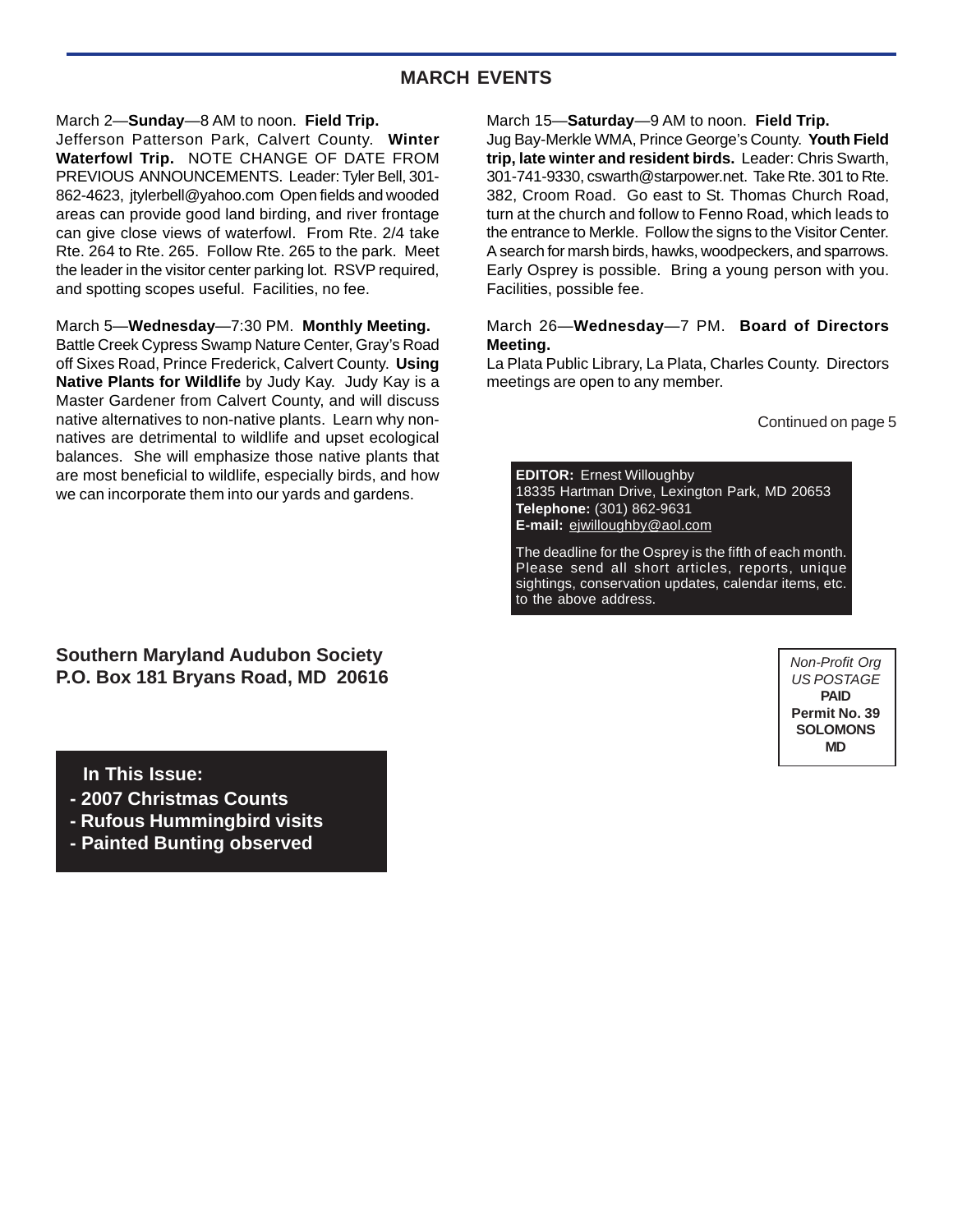## MARCH EVENTS

March 2—**Sunday**—8 AM to noon. **Field Trip.**
Jefferson Patterson Park, Calvert County. **Winter Waterfowl Trip.** NOTE CHANGE OF DATE FROM PREVIOUS ANNOUNCEMENTS. Leader: Tyler Bell, 301-862-4623, jtylerbell@yahoo.com Open fields and wooded areas can provide good land birding, and river frontage can give close views of waterfowl. From Rte. 2/4 take Rte. 264 to Rte. 265. Follow Rte. 265 to the park. Meet the leader in the visitor center parking lot. RSVP required, and spotting scopes useful. Facilities, no fee.

March 5—**Wednesday**—7:30 PM. **Monthly Meeting.**
Battle Creek Cypress Swamp Nature Center, Gray's Road off Sixes Road, Prince Frederick, Calvert County. **Using Native Plants for Wildlife** by Judy Kay. Judy Kay is a Master Gardener from Calvert County, and will discuss native alternatives to non-native plants. Learn why non-natives are detrimental to wildlife and upset ecological balances. She will emphasize those native plants that are most beneficial to wildlife, especially birds, and how we can incorporate them into our yards and gardens.

March 15—**Saturday**—9 AM to noon. **Field Trip.**
Jug Bay-Merkle WMA, Prince George's County. **Youth Field trip, late winter and resident birds.** Leader: Chris Swarth, 301-741-9330, cswarth@starpower.net. Take Rte. 301 to Rte. 382, Croom Road. Go east to St. Thomas Church Road, turn at the church and follow to Fenno Road, which leads to the entrance to Merkle. Follow the signs to the Visitor Center. A search for marsh birds, hawks, woodpeckers, and sparrows. Early Osprey is possible. Bring a young person with you. Facilities, possible fee.

March 26—**Wednesday**—7 PM. **Board of Directors Meeting.**
La Plata Public Library, La Plata, Charles County. Directors meetings are open to any member.

Continued on page 5

**EDITOR:** Ernest Willoughby
18335 Hartman Drive, Lexington Park, MD 20653
**Telephone:** (301) 862-9631
**E-mail:** ejwilloughby@aol.com

The deadline for the Osprey is the fifth of each month. Please send all short articles, reports, unique sightings, conservation updates, calendar items, etc. to the above address.

**Southern Maryland Audubon Society**
**P.O. Box 181 Bryans Road, MD 20616**

*Non-Profit Org*
*US POSTAGE*
**PAID**
**Permit No. 39**
**SOLOMONS**
**MD**

**In This Issue:**

- **2007 Christmas Counts**
- **Rufous Hummingbird visits**
- **Painted Bunting observed**